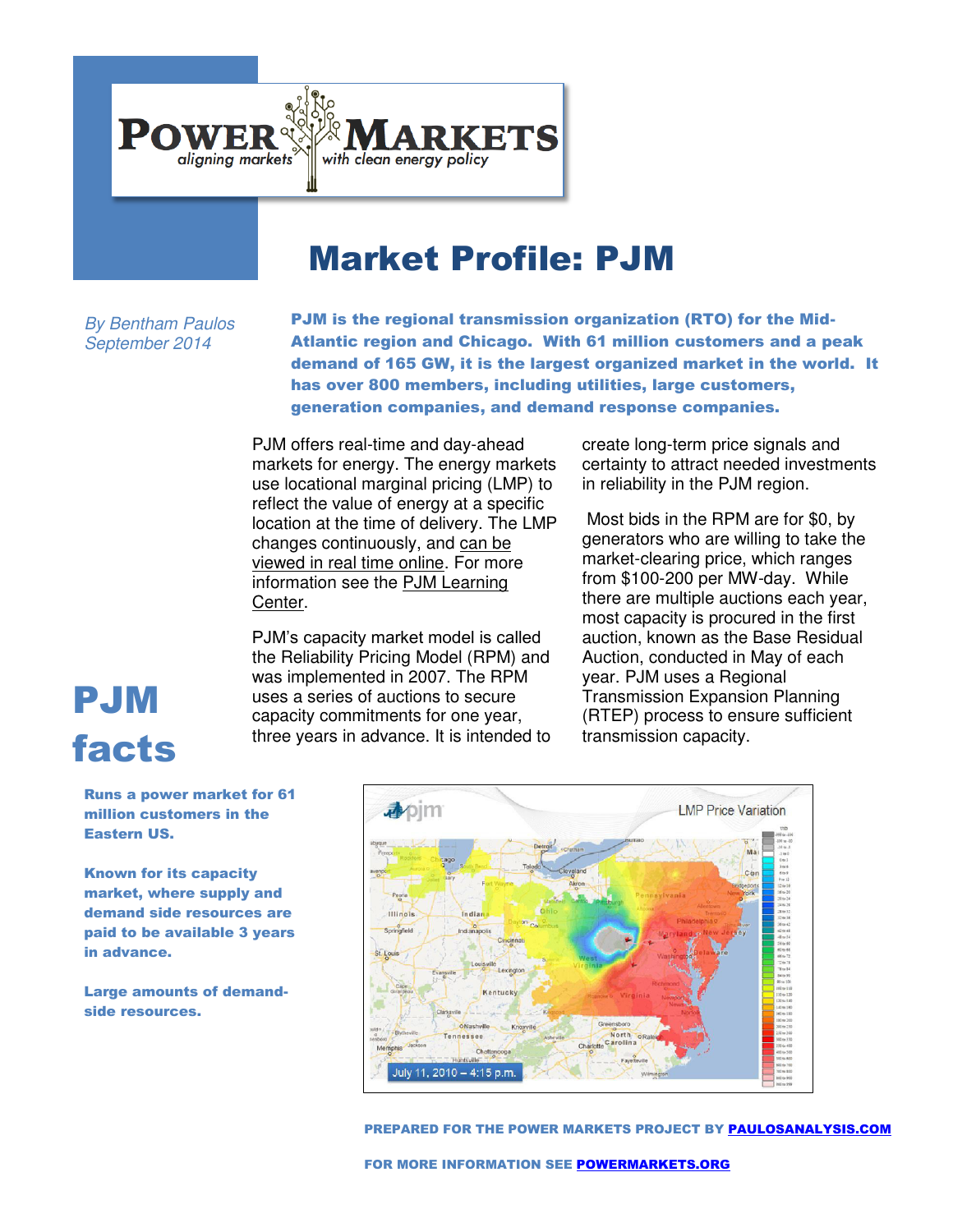# POWER MARKETS

*aligning markets with clean energy policy*

# Market Profile: PJM

*By Bentham Paulos*
*September 2014*

**PJM is the regional transmission organization (RTO) for the Mid-Atlantic region and Chicago. With 61 million customers and a peak demand of 165 GW, it is the largest organized market in the world. It has over 800 members, including utilities, large customers, generation companies, and demand response companies.**

PJM offers real-time and day-ahead markets for energy. The energy markets use locational marginal pricing (LMP) to reflect the value of energy at a specific location at the time of delivery. The LMP changes continuously, and can be viewed in real time online. For more information see the PJM Learning Center.

PJM's capacity market model is called the Reliability Pricing Model (RPM) and was implemented in 2007. The RPM uses a series of auctions to secure capacity commitments for one year, three years in advance. It is intended to create long-term price signals and certainty to attract needed investments in reliability in the PJM region.

Most bids in the RPM are for $0, by generators who are willing to take the market-clearing price, which ranges from $100-200 per MW-day. While there are multiple auctions each year, most capacity is procured in the first auction, known as the Base Residual Auction, conducted in May of each year. PJM uses a Regional Transmission Expansion Planning (RTEP) process to ensure sufficient transmission capacity.

## PJM facts

**Runs a power market for 61 million customers in the Eastern US.**

**Known for its capacity market, where supply and demand side resources are paid to be available 3 years in advance.**

**Large amounts of demand-side resources.**

LMP Price Variation

July 11, 2010 – 4:15 p.m.

**PREPARED FOR THE POWER MARKETS PROJECT BY PAULOSANALYSIS.COM**

**FOR MORE INFORMATION SEE POWERMARKETS.ORG**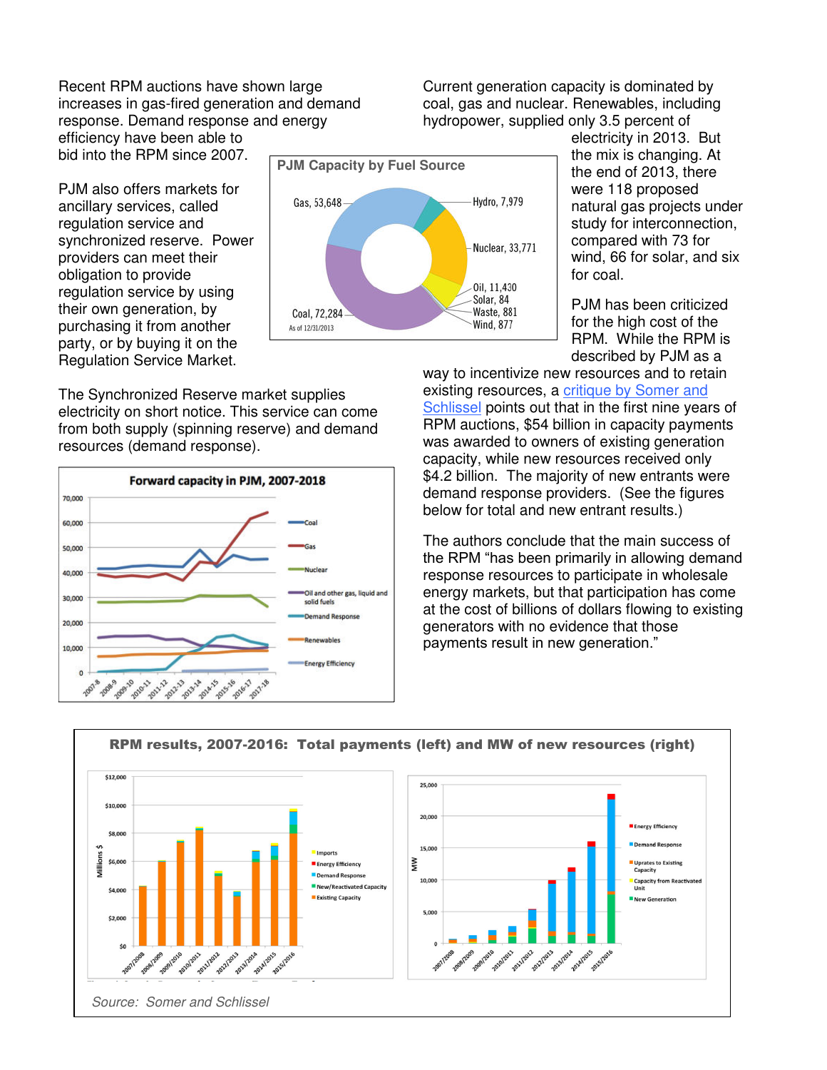Recent RPM auctions have shown large increases in gas-fired generation and demand response. Demand response and energy efficiency have been able to bid into the RPM since 2007.

PJM also offers markets for ancillary services, called regulation service and synchronized reserve. Power providers can meet their obligation to provide regulation service by using their own generation, by purchasing it from another party, or by buying it on the Regulation Service Market.

The Synchronized Reserve market supplies electricity on short notice. This service can come from both supply (spinning reserve) and demand resources (demand response).

PJM Capacity by Fuel Source

Gas, 53,648
Hydro, 7,979
Nuclear, 33,771
Oil, 11,430
Solar, 84
Waste, 881
Wind, 877
Coal, 72,284
As of 12/31/2013

Forward capacity in PJM, 2007-2018

70,000
60,000
50,000
40,000
30,000
20,000
10,000
0

2007-8
2008-9
2009-10
2010-11
2011-12
2012-13
2013-14
2014-15
2015-16
2016-17
2017-18

Coal
Gas
Nuclear
Oil and other gas, liquid and solid fuels
Demand Response
Renewables
Energy Efficiency

Current generation capacity is dominated by coal, gas and nuclear. Renewables, including hydropower, supplied only 3.5 percent of electricity in 2013. But the mix is changing. At the end of 2013, there were 118 proposed natural gas projects under study for interconnection, compared with 73 for wind, 66 for solar, and six for coal.

PJM has been criticized for the high cost of the RPM. While the RPM is described by PJM as a way to incentivize new resources and to retain existing resources, a critique by Somer and Schlissel points out that in the first nine years of RPM auctions, $54 billion in capacity payments was awarded to owners of existing generation capacity, while new resources received only $4.2 billion. The majority of new entrants were demand response providers. (See the figures below for total and new entrant results.)

The authors conclude that the main success of the RPM "has been primarily in allowing demand response resources to participate in wholesale energy markets, but that participation has come at the cost of billions of dollars flowing to existing generators with no evidence that those payments result in new generation."

**RPM results, 2007-2016: Total payments (left) and MW of new resources (right)**

Millions $
$12,000
$10,000
$8,000
$6,000
$4,000
$2,000
$0

2007/2008
2008/2009
2009/2010
2010/2011
2011/2012
2012/2013
2013/2014
2014/2015
2015/2016

Imports
Energy Efficiency
Demand Response
New/Reactivated Capacity
Existing Capacity

MW
25,000
20,000
15,000
10,000
5,000
0

2007/2008
2008/2009
2009/2010
2010/2011
2011/2012
2012/2013
2013/2014
2014/2015
2015/2016

Energy Efficiency
Demand Response
Uprates to Existing Capacity
Capacity from Reactivated Unit
New Generation

Source: Somer and Schlissel